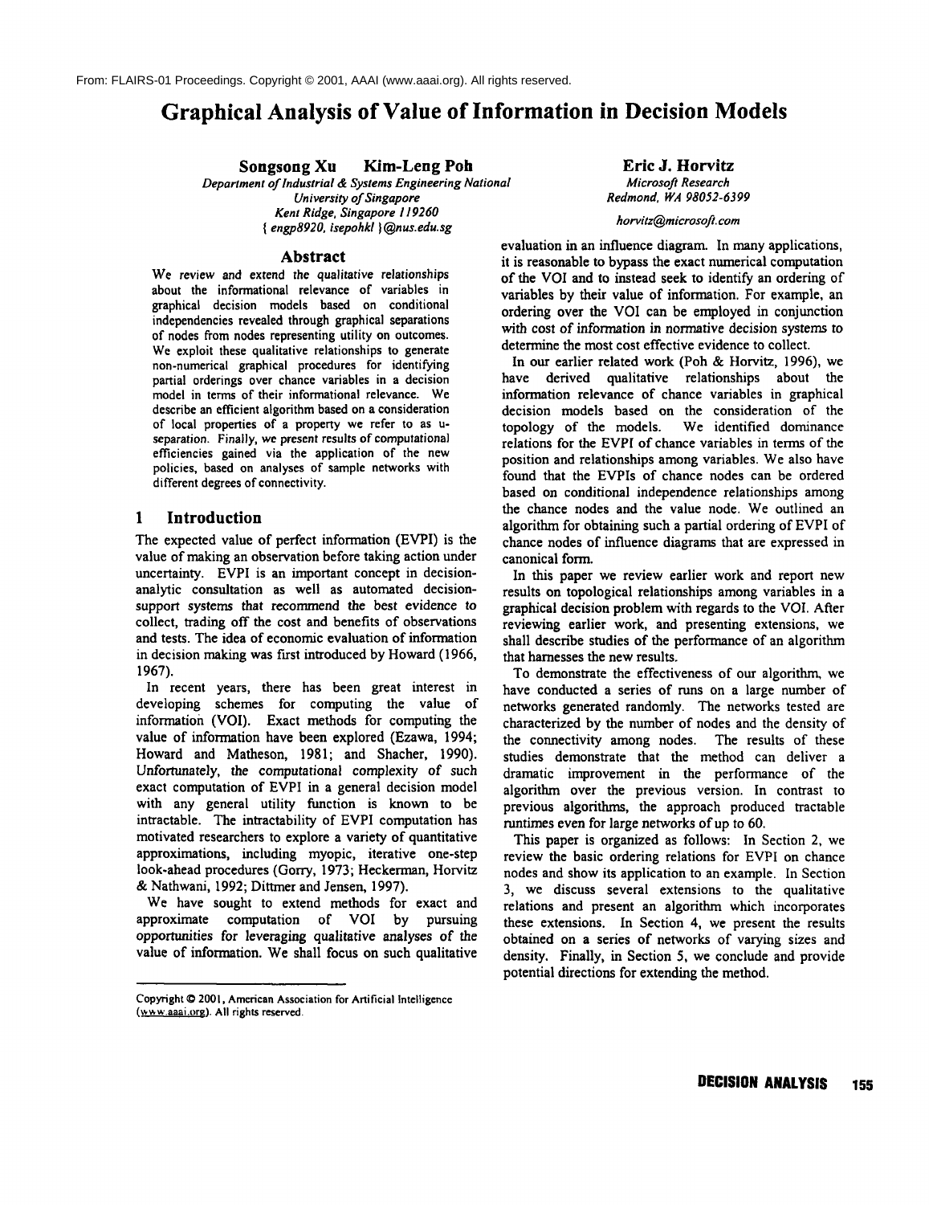From: FLAIRS-01 Proceedings. Copyright © 2001, AAAI (www.aaai.org). All rights reserved.

# Graphical Analysis of Value of Information in Decision Models

**Songsong Xu Kim-Leng Poh**
*Department of Industrial & Systems Engineering National University of Singapore*
*Kent Ridge, Singapore 119260*
*{ engp8920, isepohkl }@nus.edu.sg*

**Eric J. Horvitz**
*Microsoft Research*
*Redmond, WA 98052-6399*
*horvitz@microsoft.com*

## Abstract

We review and extend the qualitative relationships about the informational relevance of variables in graphical decision models based on conditional independencies revealed through graphical separations of nodes from nodes representing utility on outcomes. We exploit these qualitative relationships to generate non-numerical graphical procedures for identifying partial orderings over chance variables in a decision model in terms of their informational relevance. We describe an efficient algorithm based on a consideration of local properties of a property we refer to as u-separation. Finally, we present results of computational efficiencies gained via the application of the new policies, based on analyses of sample networks with different degrees of connectivity.

## 1 Introduction

The expected value of perfect information (EVPI) is the value of making an observation before taking action under uncertainty. EVPI is an important concept in decision-analytic consultation as well as automated decision-support systems that recommend the best evidence to collect, trading off the cost and benefits of observations and tests. The idea of economic evaluation of information in decision making was first introduced by Howard (1966, 1967).

In recent years, there has been great interest in developing schemes for computing the value of information (VOI). Exact methods for computing the value of information have been explored (Ezawa, 1994; Howard and Matheson, 1981; and Shacher, 1990). Unfortunately, the computational complexity of such exact computation of EVPI in a general decision model with any general utility function is known to be intractable. The intractability of EVPI computation has motivated researchers to explore a variety of quantitative approximations, including myopic, iterative one-step look-ahead procedures (Gorry, 1973; Heckerman, Horvitz & Nathwani, 1992; Dittmer and Jensen, 1997).

We have sought to extend methods for exact and approximate computation of VOI by pursuing opportunities for leveraging qualitative analyses of the value of information. We shall focus on such qualitative evaluation in an influence diagram. In many applications, it is reasonable to bypass the exact numerical computation of the VOI and to instead seek to identify an ordering of variables by their value of information. For example, an ordering over the VOI can be employed in conjunction with cost of information in normative decision systems to determine the most cost effective evidence to collect.

In our earlier related work (Poh & Horvitz, 1996), we have derived qualitative relationships about the information relevance of chance variables in graphical decision models based on the consideration of the topology of the models. We identified dominance relations for the EVPI of chance variables in terms of the position and relationships among variables. We also have found that the EVPIs of chance nodes can be ordered based on conditional independence relationships among the chance nodes and the value node. We outlined an algorithm for obtaining such a partial ordering of EVPI of chance nodes of influence diagrams that are expressed in canonical form.

In this paper we review earlier work and report new results on topological relationships among variables in a graphical decision problem with regards to the VOI. After reviewing earlier work, and presenting extensions, we shall describe studies of the performance of an algorithm that harnesses the new results.

To demonstrate the effectiveness of our algorithm, we have conducted a series of runs on a large number of networks generated randomly. The networks tested are characterized by the number of nodes and the density of the connectivity among nodes. The results of these studies demonstrate that the method can deliver a dramatic improvement in the performance of the algorithm over the previous version. In contrast to previous algorithms, the approach produced tractable runtimes even for large networks of up to 60.

This paper is organized as follows: In Section 2, we review the basic ordering relations for EVPI on chance nodes and show its application to an example. In Section 3, we discuss several extensions to the qualitative relations and present an algorithm which incorporates these extensions. In Section 4, we present the results obtained on a series of networks of varying sizes and density. Finally, in Section 5, we conclude and provide potential directions for extending the method.

Copyright © 2001, American Association for Artificial Intelligence (www.aaai.org). All rights reserved.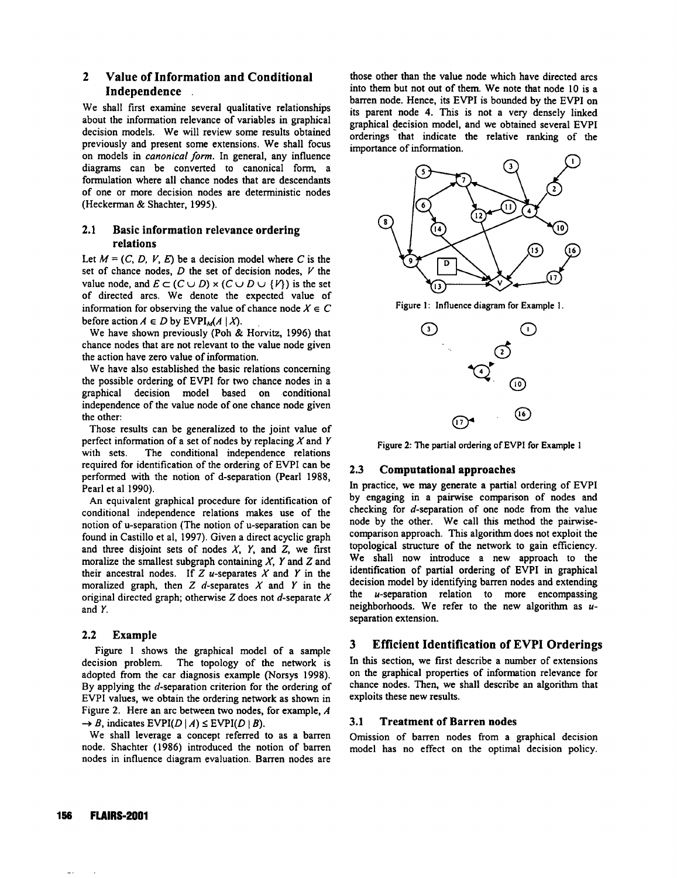## 2 Value of Information and Conditional Independence

We shall first examine several qualitative relationships about the information relevance of variables in graphical decision models. We will review some results obtained previously and present some extensions. We shall focus on models in *canonical form*. In general, any influence diagrams can be converted to canonical form, a formulation where all chance nodes that are descendants of one or more decision nodes are deterministic nodes (Heckerman & Shachter, 1995).

### 2.1 Basic information relevance ordering relations

Let $M = (C, D, V, E)$ be a decision model where $C$ is the set of chance nodes, $D$ the set of decision nodes, $V$ the value node, and $E \subset (C \cup D) \times (C \cup D \cup \{V\})$ is the set of directed arcs. We denote the expected value of information for observing the value of chance node $X \in C$ before action $A \in D$ by $\text{EVPI}_M(A \mid X)$.

We have shown previously (Poh & Horvitz, 1996) that chance nodes that are not relevant to the value node given the action have zero value of information.

We have also established the basic relations concerning the possible ordering of EVPI for two chance nodes in a graphical decision model based on conditional independence of the value node of one chance node given the other:

Those results can be generalized to the joint value of perfect information of a set of nodes by replacing $X$ and $Y$ with sets. The conditional independence relations required for identification of the ordering of EVPI can be performed with the notion of d-separation (Pearl 1988, Pearl et al 1990).

An equivalent graphical procedure for identification of conditional independence relations makes use of the notion of u-separation (The notion of u-separation can be found in Castillo et al, 1997). Given a direct acyclic graph and three disjoint sets of nodes $X$, $Y$, and $Z$, we first moralize the smallest subgraph containing $X$, $Y$ and $Z$ and their ancestral nodes. If $Z$ *u*-separates $X$ and $Y$ in the moralized graph, then $Z$ *d*-separates $X$ and $Y$ in the original directed graph; otherwise $Z$ does not *d*-separate $X$ and $Y$.

### 2.2 Example

Figure 1 shows the graphical model of a sample decision problem. The topology of the network is adopted from the car diagnosis example (Norsys 1998). By applying the *d*-separation criterion for the ordering of EVPI values, we obtain the ordering network as shown in Figure 2. Here an arc between two nodes, for example, $A \rightarrow B$, indicates $\text{EVPI}(D \mid A) \leq \text{EVPI}(D \mid B)$.

We shall leverage a concept referred to as a barren node. Shachter (1986) introduced the notion of barren nodes in influence diagram evaluation. Barren nodes are those other than the value node which have directed arcs into them but not out of them. We note that node 10 is a barren node. Hence, its EVPI is bounded by the EVPI on its parent node 4. This is not a very densely linked graphical decision model, and we obtained several EVPI orderings that indicate the relative ranking of the importance of information.

Figure 1: Influence diagram for Example 1.

Figure 2: The partial ordering of EVPI for Example 1

### 2.3 Computational approaches

In practice, we may generate a partial ordering of EVPI by engaging in a pairwise comparison of nodes and checking for *d*-separation of one node from the value node by the other. We call this method the pairwise-comparison approach. This algorithm does not exploit the topological structure of the network to gain efficiency. We shall now introduce a new approach to the identification of partial ordering of EVPI in graphical decision model by identifying barren nodes and extending the *u*-separation relation to more encompassing neighborhoods. We refer to the new algorithm as *u*-separation extension.

## 3 Efficient Identification of EVPI Orderings

In this section, we first describe a number of extensions on the graphical properties of information relevance for chance nodes. Then, we shall describe an algorithm that exploits these new results.

### 3.1 Treatment of Barren nodes

Omission of barren nodes from a graphical decision model has no effect on the optimal decision policy.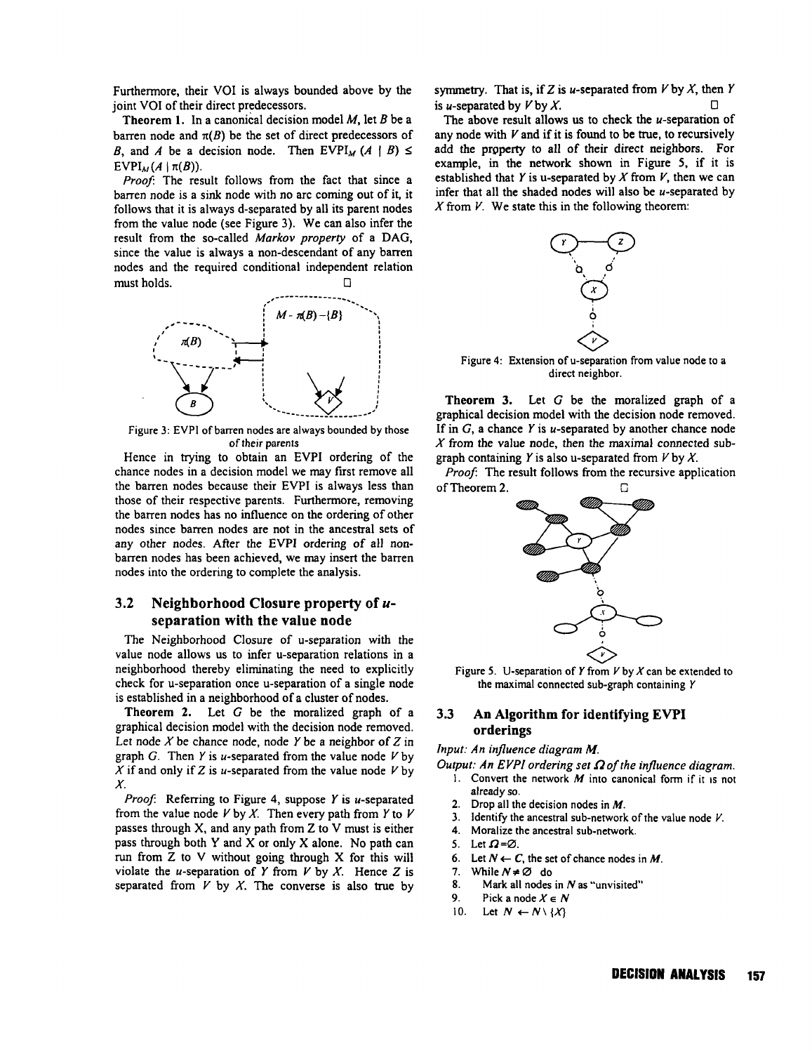Furthermore, their VOI is always bounded above by the joint VOI of their direct predecessors.

**Theorem 1.** In a canonical decision model $M$, let $B$ be a barren node and $\pi(B)$ be the set of direct predecessors of $B$, and $A$ be a decision node. Then $\text{EVPI}_M(A \mid B) \leq \text{EVPI}_M(A \mid \pi(B))$.

*Proof*: The result follows from the fact that since a barren node is a sink node with no arc coming out of it, it follows that it is always d-separated by all its parent nodes from the value node (see Figure 3). We can also infer the result from the so-called *Markov property* of a DAG, since the value is always a non-descendant of any barren nodes and the required conditional independent relation must holds. □

Figure 3: EVPI of barren nodes are always bounded by those of their parents

Hence in trying to obtain an EVPI ordering of the chance nodes in a decision model we may first remove all the barren nodes because their EVPI is always less than those of their respective parents. Furthermore, removing the barren nodes has no influence on the ordering of other nodes since barren nodes are not in the ancestral sets of any other nodes. After the EVPI ordering of all non-barren nodes has been achieved, we may insert the barren nodes into the ordering to complete the analysis.

## 3.2 Neighborhood Closure property of *u*-separation with the value node

The Neighborhood Closure of u-separation with the value node allows us to infer u-separation relations in a neighborhood thereby eliminating the need to explicitly check for u-separation once u-separation of a single node is established in a neighborhood of a cluster of nodes.

**Theorem 2.** Let $G$ be the moralized graph of a graphical decision model with the decision node removed. Let node $X$ be chance node, node $Y$ be a neighbor of $Z$ in graph $G$. Then $Y$ is *u*-separated from the value node $V$ by $X$ if and only if $Z$ is *u*-separated from the value node $V$ by $X$.

*Proof*: Referring to Figure 4, suppose $Y$ is *u*-separated from the value node $V$ by $X$. Then every path from $Y$ to $V$ passes through X, and any path from Z to V must is either pass through both Y and X or only X alone. No path can run from Z to V without going through X for this will violate the *u*-separation of $Y$ from $V$ by $X$. Hence $Z$ is separated from $V$ by $X$. The converse is also true by symmetry. That is, if $Z$ is *u*-separated from $V$ by $X$, then $Y$ is *u*-separated by $V$ by $X$. □

The above result allows us to check the *u*-separation of any node with $V$ and if it is found to be true, to recursively add the property to all of their direct neighbors. For example, in the network shown in Figure 5, if it is established that $Y$ is u-separated by $X$ from $V$, then we can infer that all the shaded nodes will also be *u*-separated by $X$ from $V$. We state this in the following theorem:

Figure 4: Extension of u-separation from value node to a direct neighbor.

**Theorem 3.** Let $G$ be the moralized graph of a graphical decision model with the decision node removed. If in $G$, a chance $Y$ is *u*-separated by another chance node $X$ from the value node, then the maximal connected sub-graph containing $Y$ is also u-separated from $V$ by $X$.

*Proof*: The result follows from the recursive application of Theorem 2. □

Figure 5. U-separation of $Y$ from $V$ by $X$ can be extended to the maximal connected sub-graph containing $Y$

## 3.3 An Algorithm for identifying EVPI orderings

*Input: An influence diagram **M**.*

*Output: An EVPI ordering set $\Omega$ of the influence diagram.*

1. Convert the network $M$ into canonical form if it is not already so.
2. Drop all the decision nodes in $M$.
3. Identify the ancestral sub-network of the value node $V$.
4. Moralize the ancestral sub-network.
5. Let $\Omega = \emptyset$.
6. Let $N \leftarrow C$, the set of chance nodes in $M$.
7. While $N \neq \emptyset$ do
8. Mark all nodes in $N$ as "unvisited"
9. Pick a node $X \in N$
10. Let $N \leftarrow N \setminus \{X\}$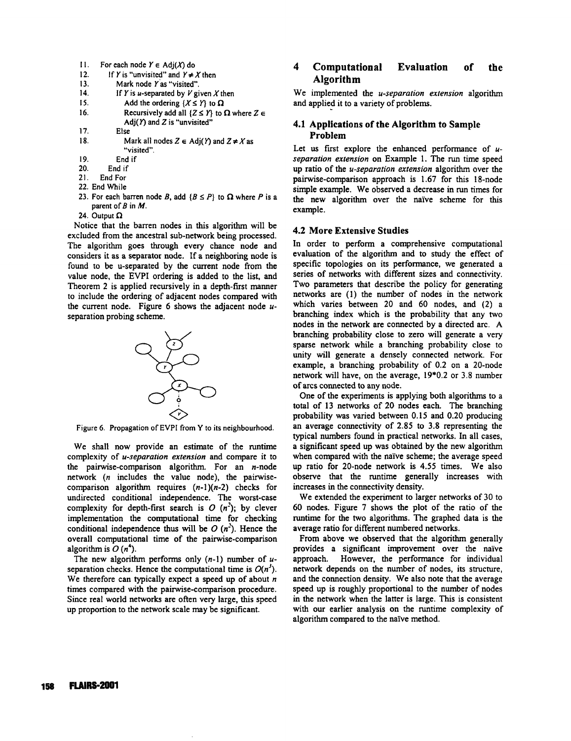```
11.  For each node Y ∈ Adj(X) do
12.     If Y is "unvisited" and Y ≠ X then
13.        Mark node Y as "visited".
14.        If Y is u-separated by V given X then
15.           Add the ordering {X ≤ Y} to Ω
16.           Recursively add all {Z ≤ Y} to Ω where Z ∈
              Adj(Y) and Z is "unvisited"
17.        Else
18.           Mark all nodes Z ∈ Adj(Y) and Z ≠ X as
              "visited".
19.        End if
20.     End if
21.  End For
22. End While
23. For each barren node B, add {B ≤ P} to Ω where P is a
    parent of B in M.
24. Output Ω
```

Notice that the barren nodes in this algorithm will be excluded from the ancestral sub-network being processed. The algorithm goes through every chance node and considers it as a separator node. If a neighboring node is found to be u-separated by the current node from the value node, the EVPI ordering is added to the list, and Theorem 2 is applied recursively in a depth-first manner to include the ordering of adjacent nodes compared with the current node. Figure 6 shows the adjacent node *u*-separation probing scheme.

Figure 6. Propagation of EVPI from Y to its neighbourhood.

We shall now provide an estimate of the runtime complexity of *u-separation extension* and compare it to the pairwise-comparison algorithm. For an *n*-node network (*n* includes the value node), the pairwise-comparison algorithm requires $(n-1)(n-2)$ checks for undirected conditional independence. The worst-case complexity for depth-first search is $O(n^2)$; by clever implementation the computational time for checking conditional independence thus will be $O(n^2)$. Hence the overall computational time of the pairwise-comparison algorithm is $O(n^4)$.

The new algorithm performs only $(n-1)$ number of *u*-separation checks. Hence the computational time is $O(n^3)$. We therefore can typically expect a speed up of about *n* times compared with the pairwise-comparison procedure. Since real world networks are often very large, this speed up proportion to the network scale may be significant.

## 4 Computational Evaluation of the Algorithm

We implemented the *u-separation extension* algorithm and applied it to a variety of problems.

### 4.1 Applications of the Algorithm to Sample Problem

Let us first explore the enhanced performance of *u-separation extension* on Example 1. The run time speed up ratio of the *u-separation extension* algorithm over the pairwise-comparison approach is 1.67 for this 18-node simple example. We observed a decrease in run times for the new algorithm over the naïve scheme for this example.

### 4.2 More Extensive Studies

In order to perform a comprehensive computational evaluation of the algorithm and to study the effect of specific topologies on its performance, we generated a series of networks with different sizes and connectivity. Two parameters that describe the policy for generating networks are (1) the number of nodes in the network which varies between 20 and 60 nodes, and (2) a branching index which is the probability that any two nodes in the network are connected by a directed arc. A branching probability close to zero will generate a very sparse network while a branching probability close to unity will generate a densely connected network. For example, a branching probability of 0.2 on a 20-node network will have, on the average, 19*0.2 or 3.8 number of arcs connected to any node.

One of the experiments is applying both algorithms to a total of 13 networks of 20 nodes each. The branching probability was varied between 0.15 and 0.20 producing an average connectivity of 2.85 to 3.8 representing the typical numbers found in practical networks. In all cases, a significant speed up was obtained by the new algorithm when compared with the naïve scheme; the average speed up ratio for 20-node network is 4.55 times. We also observe that the runtime generally increases with increases in the connectivity density.

We extended the experiment to larger networks of 30 to 60 nodes. Figure 7 shows the plot of the ratio of the runtime for the two algorithms. The graphed data is the average ratio for different numbered networks.

From above we observed that the algorithm generally provides a significant improvement over the naïve approach. However, the performance for individual network depends on the number of nodes, its structure, and the connection density. We also note that the average speed up is roughly proportional to the number of nodes in the network when the latter is large. This is consistent with our earlier analysis on the runtime complexity of algorithm compared to the naïve method.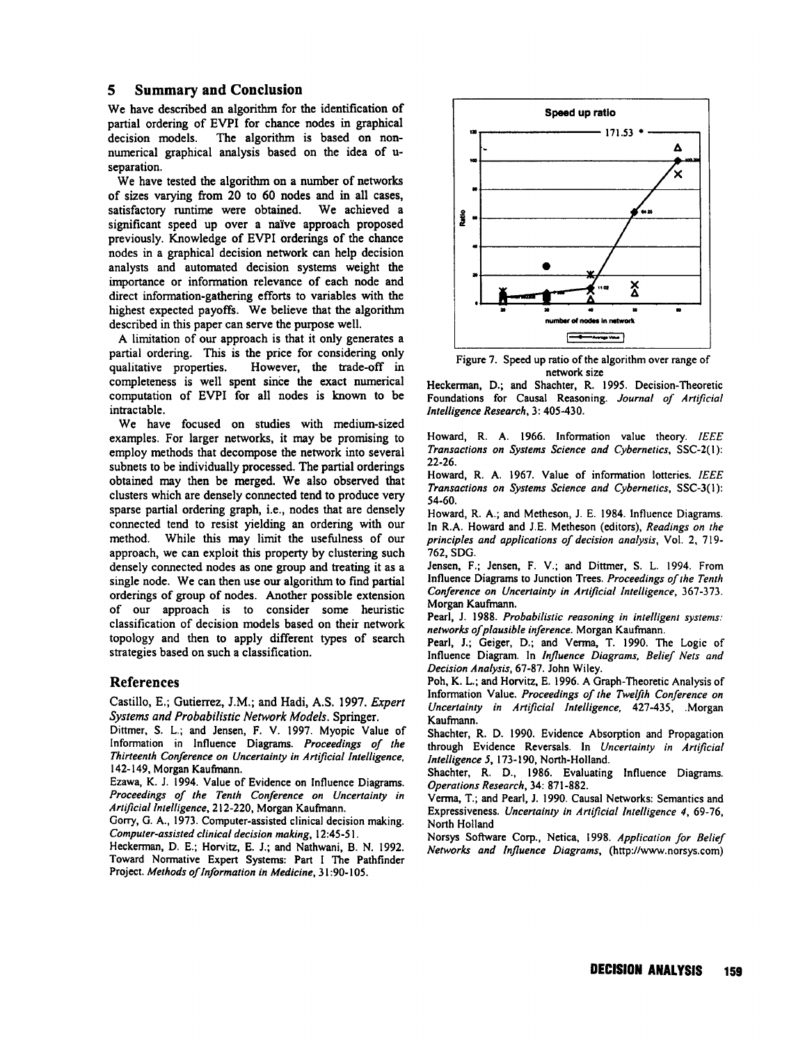## 5 Summary and Conclusion

We have described an algorithm for the identification of partial ordering of EVPI for chance nodes in graphical decision models. The algorithm is based on non-numerical graphical analysis based on the idea of u-separation.

We have tested the algorithm on a number of networks of sizes varying from 20 to 60 nodes and in all cases, satisfactory runtime were obtained. We achieved a significant speed up over a naïve approach proposed previously. Knowledge of EVPI orderings of the chance nodes in a graphical decision network can help decision analysts and automated decision systems weight the importance or information relevance of each node and direct information-gathering efforts to variables with the highest expected payoffs. We believe that the algorithm described in this paper can serve the purpose well.

A limitation of our approach is that it only generates a partial ordering. This is the price for considering only qualitative properties. However, the trade-off in completeness is well spent since the exact numerical computation of EVPI for all nodes is known to be intractable.

We have focused on studies with medium-sized examples. For larger networks, it may be promising to employ methods that decompose the network into several subnets to be individually processed. The partial orderings obtained may then be merged. We also observed that clusters which are densely connected tend to produce very sparse partial ordering graph, i.e., nodes that are densely connected tend to resist yielding an ordering with our method. While this may limit the usefulness of our approach, we can exploit this property by clustering such densely connected nodes as one group and treating it as a single node. We can then use our algorithm to find partial orderings of group of nodes. Another possible extension of our approach is to consider some heuristic classification of decision models based on their network topology and then to apply different types of search strategies based on such a classification.

Speed up ratio

171.53

Ratio

number of nodes in network

Average Value

Figure 7. Speed up ratio of the algorithm over range of network size

## References

Castillo, E.; Gutierrez, J.M.; and Hadi, A.S. 1997. *Expert Systems and Probabilistic Network Models*. Springer.

Dittmer, S. L.; and Jensen, F. V. 1997. Myopic Value of Information in Influence Diagrams. *Proceedings of the Thirteenth Conference on Uncertainty in Artificial Intelligence*, 142-149, Morgan Kaufmann.

Ezawa, K. J. 1994. Value of Evidence on Influence Diagrams. *Proceedings of the Tenth Conference on Uncertainty in Artificial Intelligence*, 212-220, Morgan Kaufmann.

Gorry, G. A., 1973. Computer-assisted clinical decision making. *Computer-assisted clinical decision making*, 12:45-51.

Heckerman, D. E.; Horvitz, E. J.; and Nathwani, B. N. 1992. Toward Normative Expert Systems: Part I The Pathfinder Project. *Methods of Information in Medicine*, 31:90-105.

Heckerman, D.; and Shachter, R. 1995. Decision-Theoretic Foundations for Causal Reasoning. *Journal of Artificial Intelligence Research*, 3: 405-430.

Howard, R. A. 1966. Information value theory. *IEEE Transactions on Systems Science and Cybernetics*, SSC-2(1): 22-26.

Howard, R. A. 1967. Value of information lotteries. *IEEE Transactions on Systems Science and Cybernetics*, SSC-3(1): 54-60.

Howard, R. A.; and Metheson, J. E. 1984. Influence Diagrams. In R.A. Howard and J.E. Metheson (editors), *Readings on the principles and applications of decision analysis*, Vol. 2, 719-762, SDG.

Jensen, F.; Jensen, F. V.; and Dittmer, S. L. 1994. From Influence Diagrams to Junction Trees. *Proceedings of the Tenth Conference on Uncertainty in Artificial Intelligence*, 367-373. Morgan Kaufmann.

Pearl, J. 1988. *Probabilistic reasoning in intelligent systems: networks of plausible inference*. Morgan Kaufmann.

Pearl, J.; Geiger, D.; and Verma, T. 1990. The Logic of Influence Diagram. In *Influence Diagrams, Belief Nets and Decision Analysis*, 67-87. John Wiley.

Poh, K. L.; and Horvitz, E. 1996. A Graph-Theoretic Analysis of Information Value. *Proceedings of the Twelfth Conference on Uncertainty in Artificial Intelligence*, 427-435, .Morgan Kaufmann.

Shachter, R. D. 1990. Evidence Absorption and Propagation through Evidence Reversals. In *Uncertainty in Artificial Intelligence 5*, 173-190, North-Holland.

Shachter, R. D., 1986. Evaluating Influence Diagrams. *Operations Research*, 34: 871-882.

Verma, T.; and Pearl, J. 1990. Causal Networks: Semantics and Expressiveness. *Uncertainty in Artificial Intelligence 4*, 69-76, North Holland

Norsys Software Corp., Netica, 1998. *Application for Belief Networks and Influence Diagrams*, (http://www.norsys.com)